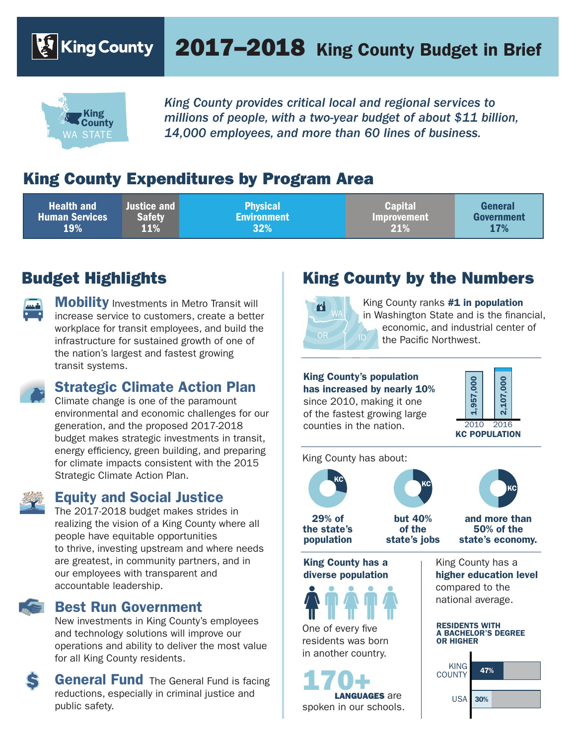# King County 2017–2018 King County Budget in Brief

King County WA STATE

*King County provides critical local and regional services to millions of people, with a two-year budget of about $11 billion, 14,000 employees, and more than 60 lines of business.*

## King County Expenditures by Program Area

| Health and Human Services | Justice and Safety | Physical Environment | Capital Improvement | General Government |
|---|---|---|---|---|
| 19% | 11% | 32% | 21% | 17% |

## Budget Highlights

**Mobility** Investments in Metro Transit will increase service to customers, create a better workplace for transit employees, and build the infrastructure for sustained growth of one of the nation's largest and fastest growing transit systems.

### Strategic Climate Action Plan

Climate change is one of the paramount environmental and economic challenges for our generation, and the proposed 2017-2018 budget makes strategic investments in transit, energy efficiency, green building, and preparing for climate impacts consistent with the 2015 Strategic Climate Action Plan.

### Equity and Social Justice

The 2017-2018 budget makes strides in realizing the vision of a King County where all people have equitable opportunities to thrive, investing upstream and where needs are greatest, in community partners, and in our employees with transparent and accountable leadership.

### Best Run Government

New investments in King County's employees and technology solutions will improve our operations and ability to deliver the most value for all King County residents.

**General Fund** The General Fund is facing reductions, especially in criminal justice and public safety.

## King County by the Numbers

King County ranks **#1 in population** in Washington State and is the financial, economic, and industrial center of the Pacific Northwest.

**King County's population has increased by nearly 10%** since 2010, making it one of the fastest growing large counties in the nation.

**KC POPULATION**

| Year | Population |
|---|---|
| 2010 | 1,957,000 |
| 2016 | 2,107,000 |

King County has about:

- **29% of the state's population**
- **but 40% of the state's jobs**
- **and more than 50% of the state's economy.**

**King County has a diverse population**

One of every five residents was born in another country.

**170+ LANGUAGES** are spoken in our schools.

King County has a **higher education level** compared to the national average.

**RESIDENTS WITH A BACHELOR'S DEGREE OR HIGHER**

| | |
|---|---|
| KING COUNTY | 47% |
| USA | 30% |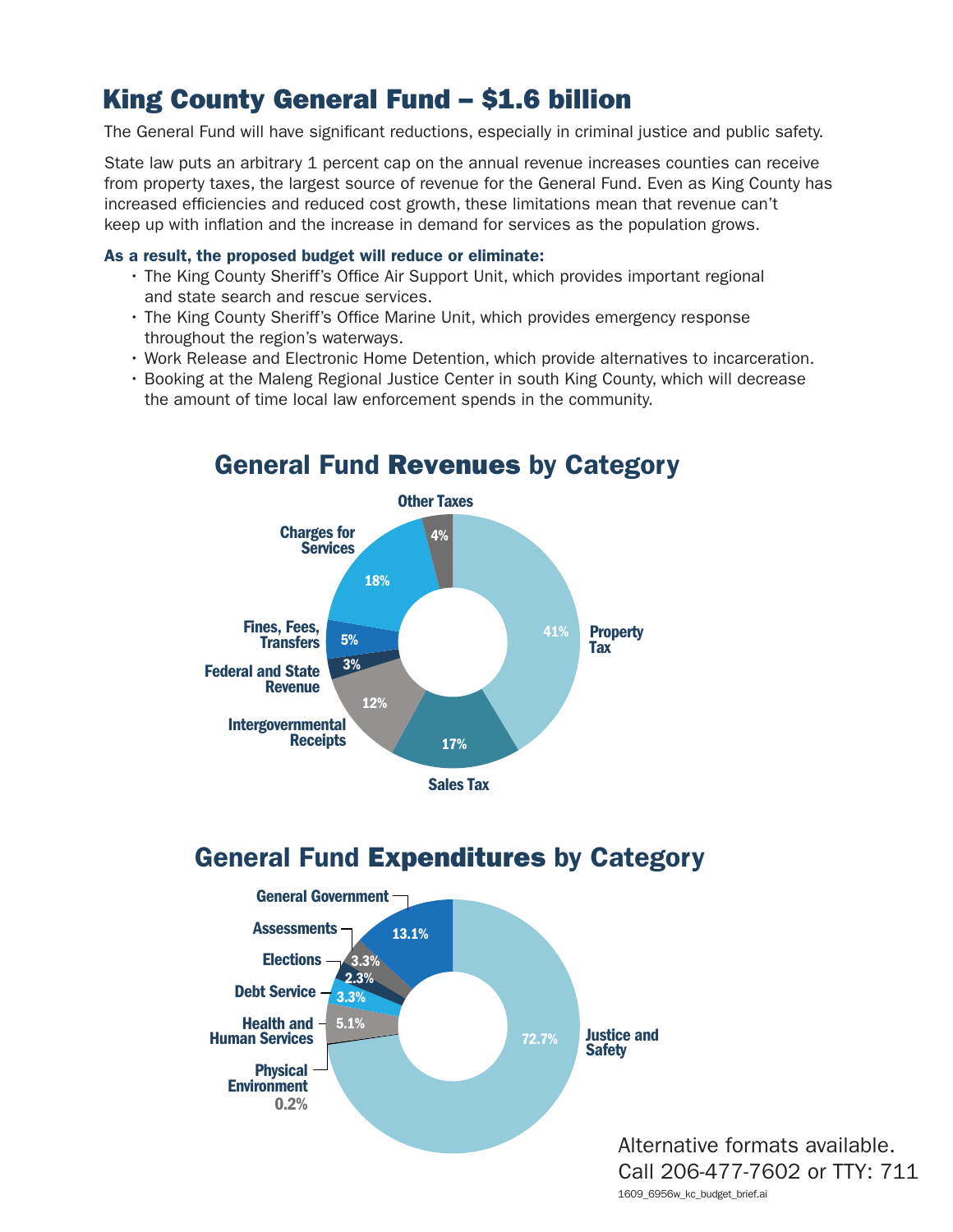# King County General Fund – $1.6 billion

The General Fund will have significant reductions, especially in criminal justice and public safety.

State law puts an arbitrary 1 percent cap on the annual revenue increases counties can receive from property taxes, the largest source of revenue for the General Fund. Even as King County has increased efficiencies and reduced cost growth, these limitations mean that revenue can't keep up with inflation and the increase in demand for services as the population grows.

**As a result, the proposed budget will reduce or eliminate:**

- The King County Sheriff's Office Air Support Unit, which provides important regional and state search and rescue services.
- The King County Sheriff's Office Marine Unit, which provides emergency response throughout the region's waterways.
- Work Release and Electronic Home Detention, which provide alternatives to incarceration.
- Booking at the Maleng Regional Justice Center in south King County, which will decrease the amount of time local law enforcement spends in the community.

## General Fund Revenues by Category

Other Taxes 4%

Charges for Services 18%

Fines, Fees, Transfers 5%

Federal and State Revenue 3%

Intergovernmental Receipts 12%

Sales Tax 17%

Property Tax 41%

## General Fund Expenditures by Category

General Government 13.1%

Assessments 3.3%

Elections 2.3%

Debt Service 3.3%

Health and Human Services 5.1%

Physical Environment 0.2%

Justice and Safety 72.7%

Alternative formats available.
Call 206-477-7602 or TTY: 711

1609_6956w_kc_budget_brief.ai